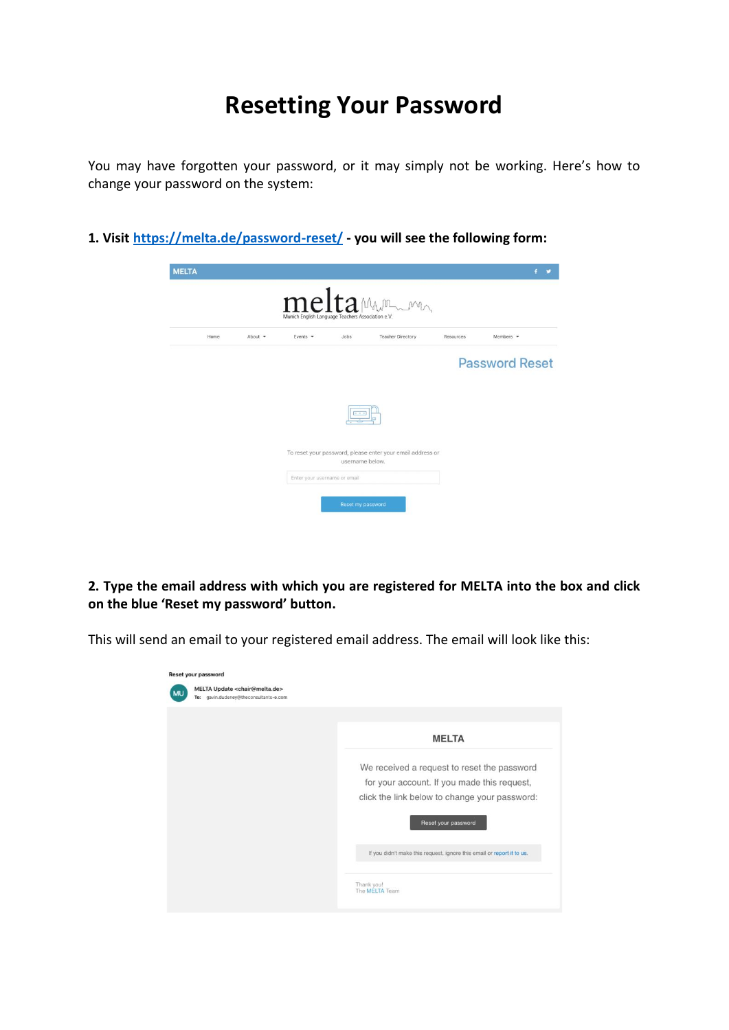# Resetting Your Password

You may have forgotten your password, or it may simply not be working. Here's how to change your password on the system:

**1. Visit [https://melta.de/password-reset/](https://melta.de/password-reset/) - you will see the following form:**

**2. Type the email address with which you are registered for MELTA into the box and click on the blue 'Reset my password' button.**

This will send an email to your registered email address. The email will look like this: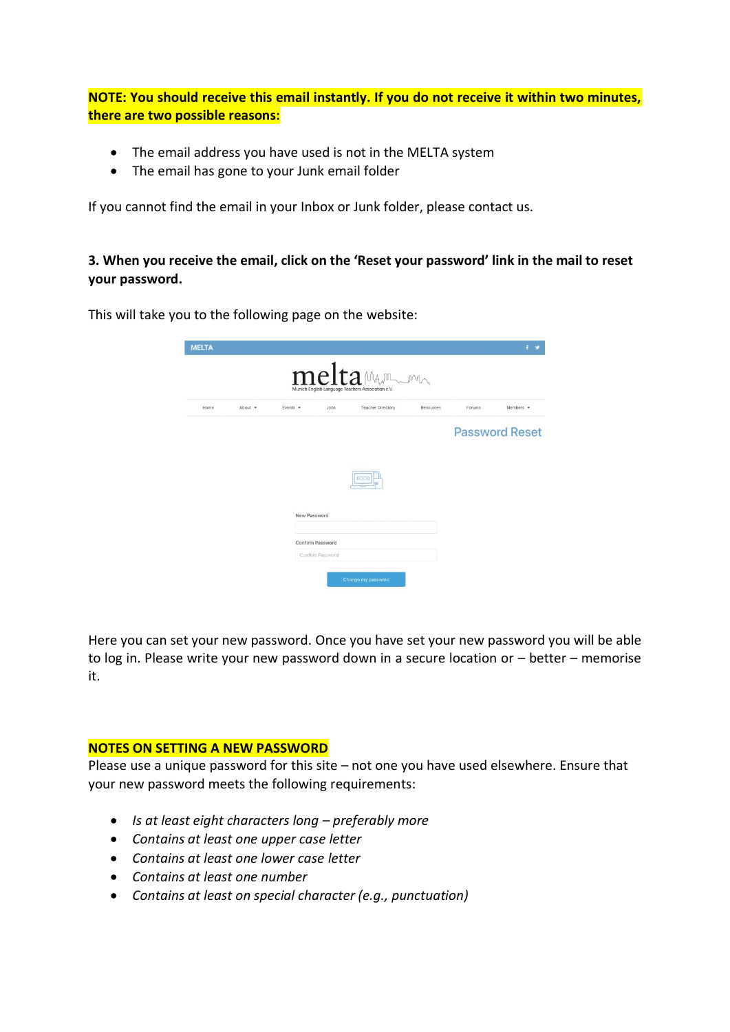**NOTE: You should receive this email instantly. If you do not receive it within two minutes, there are two possible reasons:**

- The email address you have used is not in the MELTA system
- The email has gone to your Junk email folder

If you cannot find the email in your Inbox or Junk folder, please contact us.

**3. When you receive the email, click on the 'Reset your password' link in the mail to reset your password.**

This will take you to the following page on the website:

Here you can set your new password. Once you have set your new password you will be able to log in. Please write your new password down in a secure location or – better – memorise it.

**NOTES ON SETTING A NEW PASSWORD**

Please use a unique password for this site – not one you have used elsewhere. Ensure that your new password meets the following requirements:

- *Is at least eight characters long – preferably more*
- *Contains at least one upper case letter*
- *Contains at least one lower case letter*
- *Contains at least one number*
- *Contains at least on special character (e.g., punctuation)*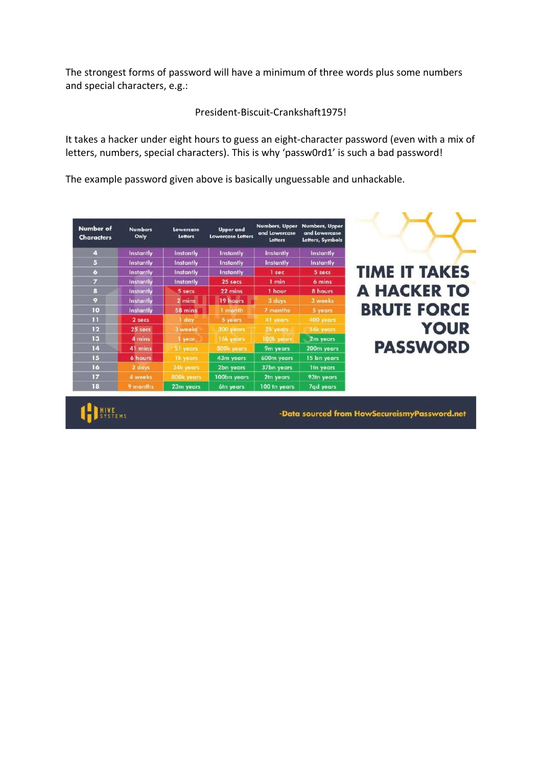The strongest forms of password will have a minimum of three words plus some numbers and special characters, e.g.:

President-Biscuit-Crankshaft1975!

It takes a hacker under eight hours to guess an eight-character password (even with a mix of letters, numbers, special characters). This is why 'passw0rd1' is such a bad password!

The example password given above is basically unguessable and unhackable.

| Number of Characters | Numbers Only | Lowercase Letters | Upper and Lowercase Letters | Numbers, Upper and Lowercase Letters | Numbers, Upper and Lowercase Letters, Symbols |
|---|---|---|---|---|---|
| 4 | Instantly | Instantly | Instantly | Instantly | Instantly |
| 5 | Instantly | Instantly | Instantly | Instantly | Instantly |
| 6 | Instantly | Instantly | Instantly | 1 sec | 5 secs |
| 7 | Instantly | Instantly | 25 secs | 1 min | 6 mins |
| 8 | Instantly | 5 secs | 22 mins | 1 hour | 8 hours |
| 9 | Instantly | 2 mins | 19 hours | 3 days | 3 weeks |
| 10 | Instantly | 58 mins | 1 month | 7 months | 5 years |
| 11 | 2 secs | 1 day | 5 years | 41 years | 400 years |
| 12 | 25 secs | 3 weeks | 300 years | 2k years | 34k years |
| 13 | 4 mins | 1 year | 16k years | 100k years | 2m years |
| 14 | 41 mins | 51 years | 800k years | 9m years | 200m years |
| 15 | 6 hours | 1k years | 43m years | 600m years | 15 bn years |
| 16 | 2 days | 34k years | 2bn years | 37bn years | 1tn years |
| 17 | 4 weeks | 800k years | 100bn years | 2tn years | 93tn years |
| 18 | 9 months | 23m years | 6tn years | 100 tn years | 7qd years |

TIME IT TAKES A HACKER TO BRUTE FORCE YOUR PASSWORD

HIVE SYSTEMS

-Data sourced from HowSecureismyPassword.net